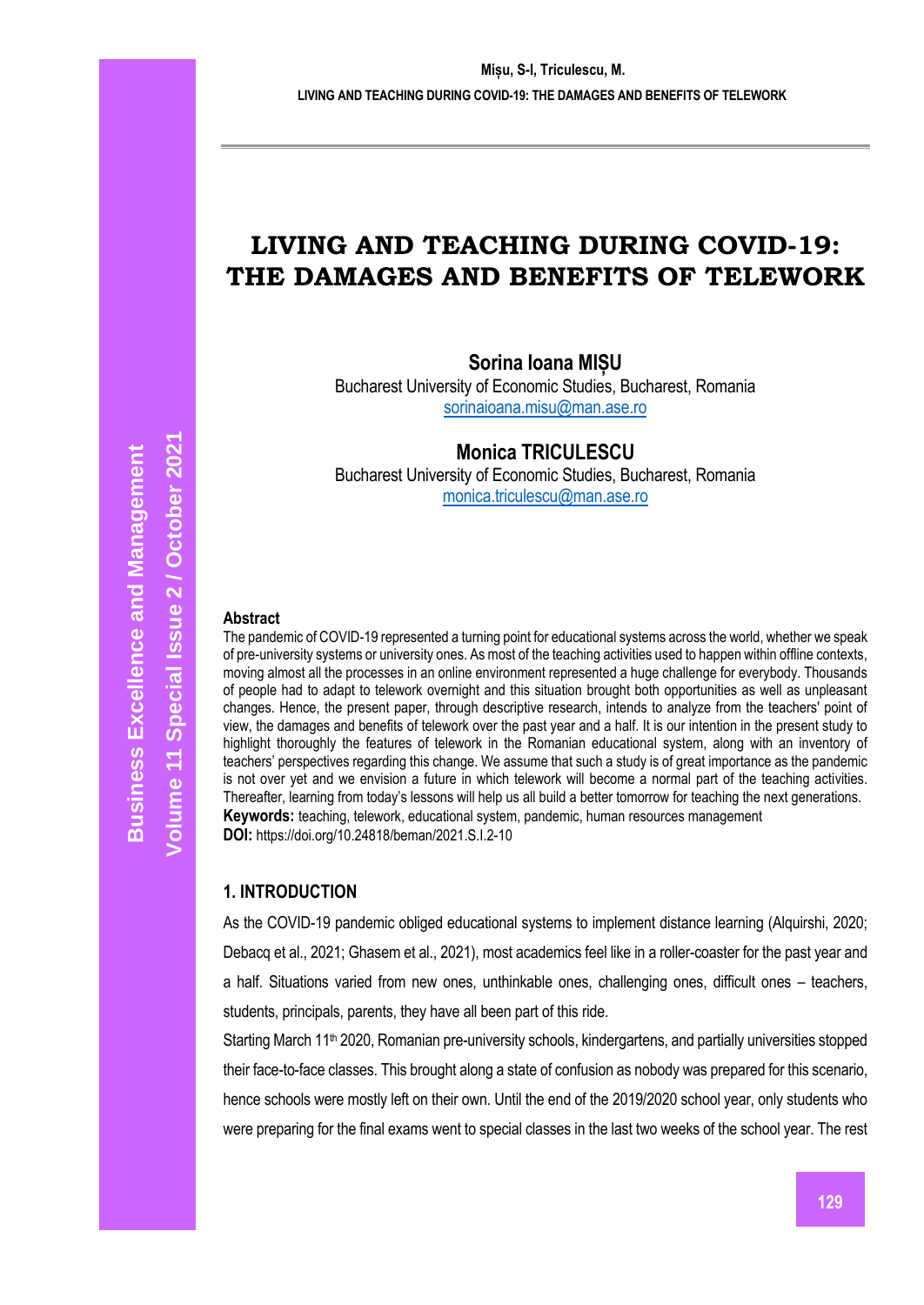# LIVING AND TEACHING DURING COVID-19: THE DAMAGES AND BENEFITS OF TELEWORK

**Sorina Ioana MIȘU**
Bucharest University of Economic Studies, Bucharest, Romania
sorinaioana.misu@man.ase.ro

**Monica TRICULESCU**
Bucharest University of Economic Studies, Bucharest, Romania
monica.triculescu@man.ase.ro

**Abstract**

The pandemic of COVID-19 represented a turning point for educational systems across the world, whether we speak of pre-university systems or university ones. As most of the teaching activities used to happen within offline contexts, moving almost all the processes in an online environment represented a huge challenge for everybody. Thousands of people had to adapt to telework overnight and this situation brought both opportunities as well as unpleasant changes. Hence, the present paper, through descriptive research, intends to analyze from the teachers' point of view, the damages and benefits of telework over the past year and a half. It is our intention in the present study to highlight thoroughly the features of telework in the Romanian educational system, along with an inventory of teachers' perspectives regarding this change. We assume that such a study is of great importance as the pandemic is not over yet and we envision a future in which telework will become a normal part of the teaching activities. Thereafter, learning from today's lessons will help us all build a better tomorrow for teaching the next generations.

**Keywords:** teaching, telework, educational system, pandemic, human resources management

**DOI:** https://doi.org/10.24818/beman/2021.S.I.2-10

## 1. INTRODUCTION

As the COVID-19 pandemic obliged educational systems to implement distance learning (Alquirshi, 2020; Debacq et al., 2021; Ghasem et al., 2021), most academics feel like in a roller-coaster for the past year and a half. Situations varied from new ones, unthinkable ones, challenging ones, difficult ones – teachers, students, principals, parents, they have all been part of this ride.

Starting March 11th 2020, Romanian pre-university schools, kindergartens, and partially universities stopped their face-to-face classes. This brought along a state of confusion as nobody was prepared for this scenario, hence schools were mostly left on their own. Until the end of the 2019/2020 school year, only students who were preparing for the final exams went to special classes in the last two weeks of the school year. The rest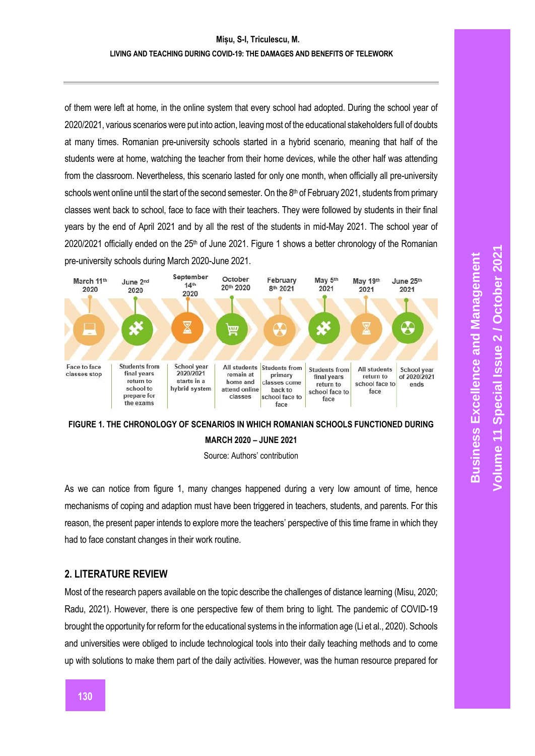of them were left at home, in the online system that every school had adopted. During the school year of 2020/2021, various scenarios were put into action, leaving most of the educational stakeholders full of doubts at many times. Romanian pre-university schools started in a hybrid scenario, meaning that half of the students were at home, watching the teacher from their home devices, while the other half was attending from the classroom. Nevertheless, this scenario lasted for only one month, when officially all pre-university schools went online until the start of the second semester. On the 8th of February 2021, students from primary classes went back to school, face to face with their teachers. They were followed by students in their final years by the end of April 2021 and by all the rest of the students in mid-May 2021. The school year of 2020/2021 officially ended on the 25th of June 2021. Figure 1 shows a better chronology of the Romanian pre-university schools during March 2020-June 2021.

| March 11th 2020 | June 2nd 2020 | September 14th 2020 | October 20th 2020 | February 8th 2021 | May 5th 2021 | May 19th 2021 | June 25th 2021 |
|---|---|---|---|---|---|---|---|
| Face to face classes stop | Students from final years return to school to prepare for the exams | School year 2020/2021 starts in a hybrid system | All students remain at home and attend online classes | Students from primary classes come back to school face to face | Students from final years return to school face to face | All students return to school face to face | School year of 2020/2021 ends |

**FIGURE 1. THE CHRONOLOGY OF SCENARIOS IN WHICH ROMANIAN SCHOOLS FUNCTIONED DURING MARCH 2020 – JUNE 2021**

Source: Authors' contribution

As we can notice from figure 1, many changes happened during a very low amount of time, hence mechanisms of coping and adaption must have been triggered in teachers, students, and parents. For this reason, the present paper intends to explore more the teachers' perspective of this time frame in which they had to face constant changes in their work routine.

## 2. LITERATURE REVIEW

Most of the research papers available on the topic describe the challenges of distance learning (Misu, 2020; Radu, 2021). However, there is one perspective few of them bring to light. The pandemic of COVID-19 brought the opportunity for reform for the educational systems in the information age (Li et al., 2020). Schools and universities were obliged to include technological tools into their daily teaching methods and to come up with solutions to make them part of the daily activities. However, was the human resource prepared for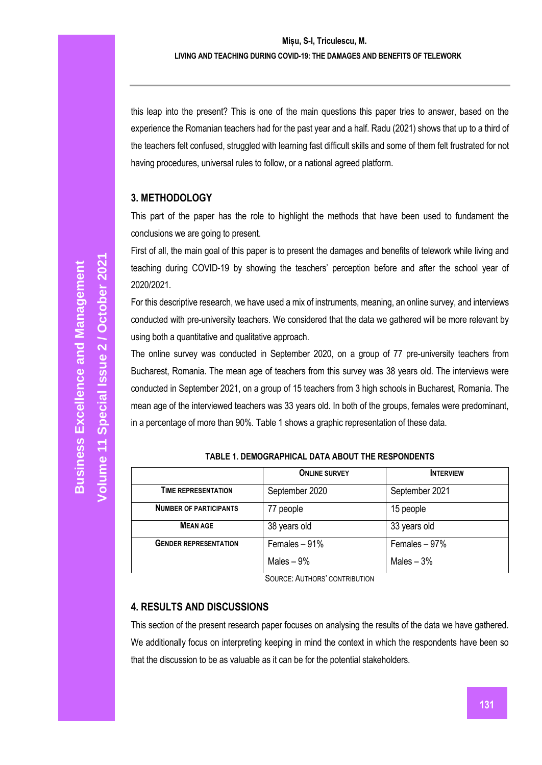this leap into the present? This is one of the main questions this paper tries to answer, based on the experience the Romanian teachers had for the past year and a half. Radu (2021) shows that up to a third of the teachers felt confused, struggled with learning fast difficult skills and some of them felt frustrated for not having procedures, universal rules to follow, or a national agreed platform.

## 3. METHODOLOGY

This part of the paper has the role to highlight the methods that have been used to fundament the conclusions we are going to present.

First of all, the main goal of this paper is to present the damages and benefits of telework while living and teaching during COVID-19 by showing the teachers' perception before and after the school year of 2020/2021.

For this descriptive research, we have used a mix of instruments, meaning, an online survey, and interviews conducted with pre-university teachers. We considered that the data we gathered will be more relevant by using both a quantitative and qualitative approach.

The online survey was conducted in September 2020, on a group of 77 pre-university teachers from Bucharest, Romania. The mean age of teachers from this survey was 38 years old. The interviews were conducted in September 2021, on a group of 15 teachers from 3 high schools in Bucharest, Romania. The mean age of the interviewed teachers was 33 years old. In both of the groups, females were predominant, in a percentage of more than 90%. Table 1 shows a graphic representation of these data.

**TABLE 1. DEMOGRAPHICAL DATA ABOUT THE RESPONDENTS**

| | ONLINE SURVEY | INTERVIEW |
|---|---|---|
| TIME REPRESENTATION | September 2020 | September 2021 |
| NUMBER OF PARTICIPANTS | 77 people | 15 people |
| MEAN AGE | 38 years old | 33 years old |
| GENDER REPRESENTATION | Females – 91%<br>Males – 9% | Females – 97%<br>Males – 3% |

SOURCE: AUTHORS' CONTRIBUTION

## 4. RESULTS AND DISCUSSIONS

This section of the present research paper focuses on analysing the results of the data we have gathered. We additionally focus on interpreting keeping in mind the context in which the respondents have been so that the discussion to be as valuable as it can be for the potential stakeholders.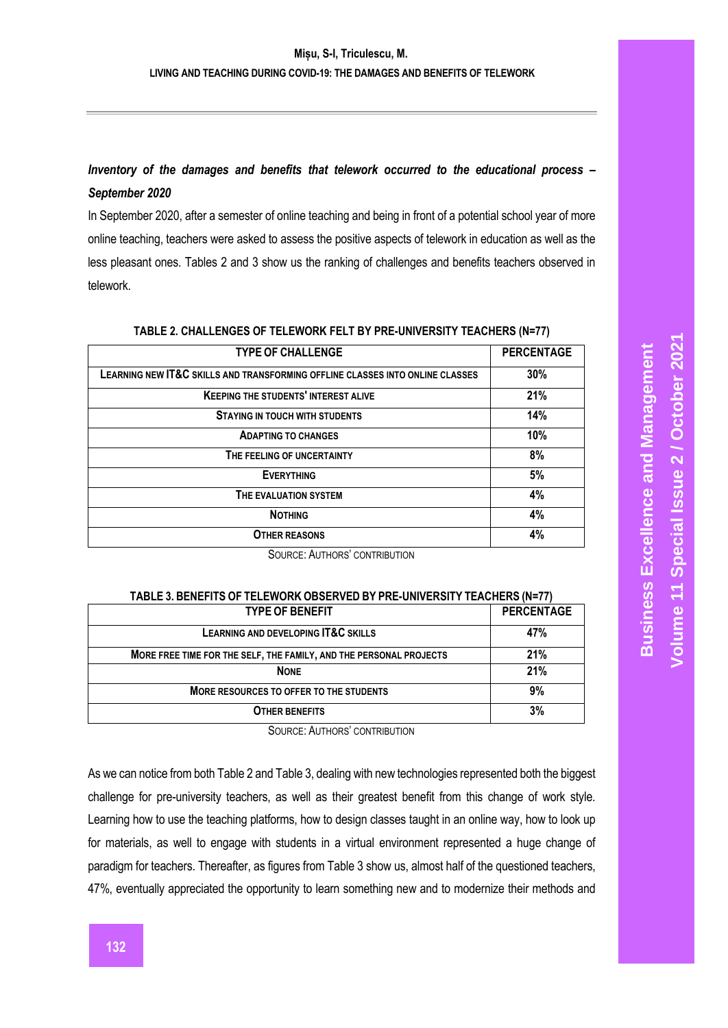***Inventory of the damages and benefits that telework occurred to the educational process – September 2020***

In September 2020, after a semester of online teaching and being in front of a potential school year of more online teaching, teachers were asked to assess the positive aspects of telework in education as well as the less pleasant ones. Tables 2 and 3 show us the ranking of challenges and benefits teachers observed in telework.

**TABLE 2. CHALLENGES OF TELEWORK FELT BY PRE-UNIVERSITY TEACHERS (N=77)**

| TYPE OF CHALLENGE | PERCENTAGE |
|---|---|
| LEARNING NEW IT&C SKILLS AND TRANSFORMING OFFLINE CLASSES INTO ONLINE CLASSES | 30% |
| KEEPING THE STUDENTS' INTEREST ALIVE | 21% |
| STAYING IN TOUCH WITH STUDENTS | 14% |
| ADAPTING TO CHANGES | 10% |
| THE FEELING OF UNCERTAINTY | 8% |
| EVERYTHING | 5% |
| THE EVALUATION SYSTEM | 4% |
| NOTHING | 4% |
| OTHER REASONS | 4% |

SOURCE: AUTHORS' CONTRIBUTION

**TABLE 3. BENEFITS OF TELEWORK OBSERVED BY PRE-UNIVERSITY TEACHERS (N=77)**

| TYPE OF BENEFIT | PERCENTAGE |
|---|---|
| LEARNING AND DEVELOPING IT&C SKILLS | 47% |
| MORE FREE TIME FOR THE SELF, THE FAMILY, AND THE PERSONAL PROJECTS | 21% |
| NONE | 21% |
| MORE RESOURCES TO OFFER TO THE STUDENTS | 9% |
| OTHER BENEFITS | 3% |

SOURCE: AUTHORS' CONTRIBUTION

As we can notice from both Table 2 and Table 3, dealing with new technologies represented both the biggest challenge for pre-university teachers, as well as their greatest benefit from this change of work style. Learning how to use the teaching platforms, how to design classes taught in an online way, how to look up for materials, as well to engage with students in a virtual environment represented a huge change of paradigm for teachers. Thereafter, as figures from Table 3 show us, almost half of the questioned teachers, 47%, eventually appreciated the opportunity to learn something new and to modernize their methods and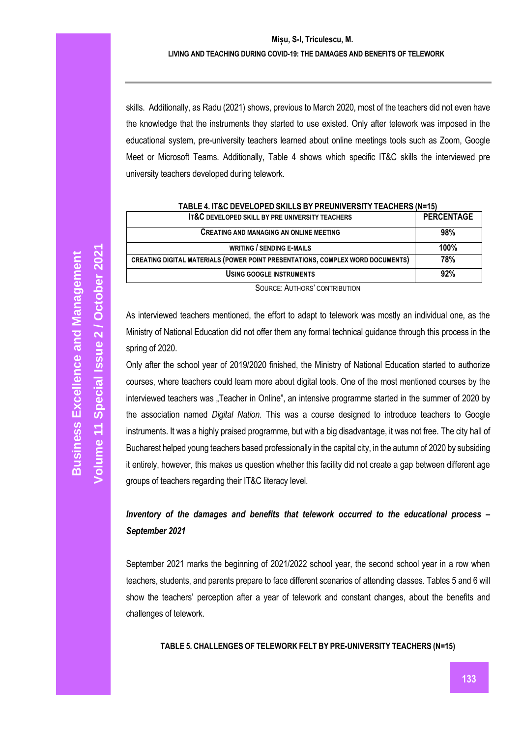skills. Additionally, as Radu (2021) shows, previous to March 2020, most of the teachers did not even have the knowledge that the instruments they started to use existed. Only after telework was imposed in the educational system, pre-university teachers learned about online meetings tools such as Zoom, Google Meet or Microsoft Teams. Additionally, Table 4 shows which specific IT&C skills the interviewed pre university teachers developed during telework.

**TABLE 4. IT&C DEVELOPED SKILLS BY PREUNIVERSITY TEACHERS (N=15)**

| IT&C DEVELOPED SKILL BY PRE UNIVERSITY TEACHERS | PERCENTAGE |
|---|---|
| CREATING AND MANAGING AN ONLINE MEETING | 98% |
| WRITING / SENDING E-MAILS | 100% |
| CREATING DIGITAL MATERIALS (POWER POINT PRESENTATIONS, COMPLEX WORD DOCUMENTS) | 78% |
| USING GOOGLE INSTRUMENTS | 92% |

SOURCE: AUTHORS' CONTRIBUTION

As interviewed teachers mentioned, the effort to adapt to telework was mostly an individual one, as the Ministry of National Education did not offer them any formal technical guidance through this process in the spring of 2020.

Only after the school year of 2019/2020 finished, the Ministry of National Education started to authorize courses, where teachers could learn more about digital tools. One of the most mentioned courses by the interviewed teachers was „Teacher in Online", an intensive programme started in the summer of 2020 by the association named *Digital Nation*. This was a course designed to introduce teachers to Google instruments. It was a highly praised programme, but with a big disadvantage, it was not free. The city hall of Bucharest helped young teachers based professionally in the capital city, in the autumn of 2020 by subsiding it entirely, however, this makes us question whether this facility did not create a gap between different age groups of teachers regarding their IT&C literacy level.

### *Inventory of the damages and benefits that telework occurred to the educational process – September 2021*

September 2021 marks the beginning of 2021/2022 school year, the second school year in a row when teachers, students, and parents prepare to face different scenarios of attending classes. Tables 5 and 6 will show the teachers' perception after a year of telework and constant changes, about the benefits and challenges of telework.

**TABLE 5. CHALLENGES OF TELEWORK FELT BY PRE-UNIVERSITY TEACHERS (N=15)**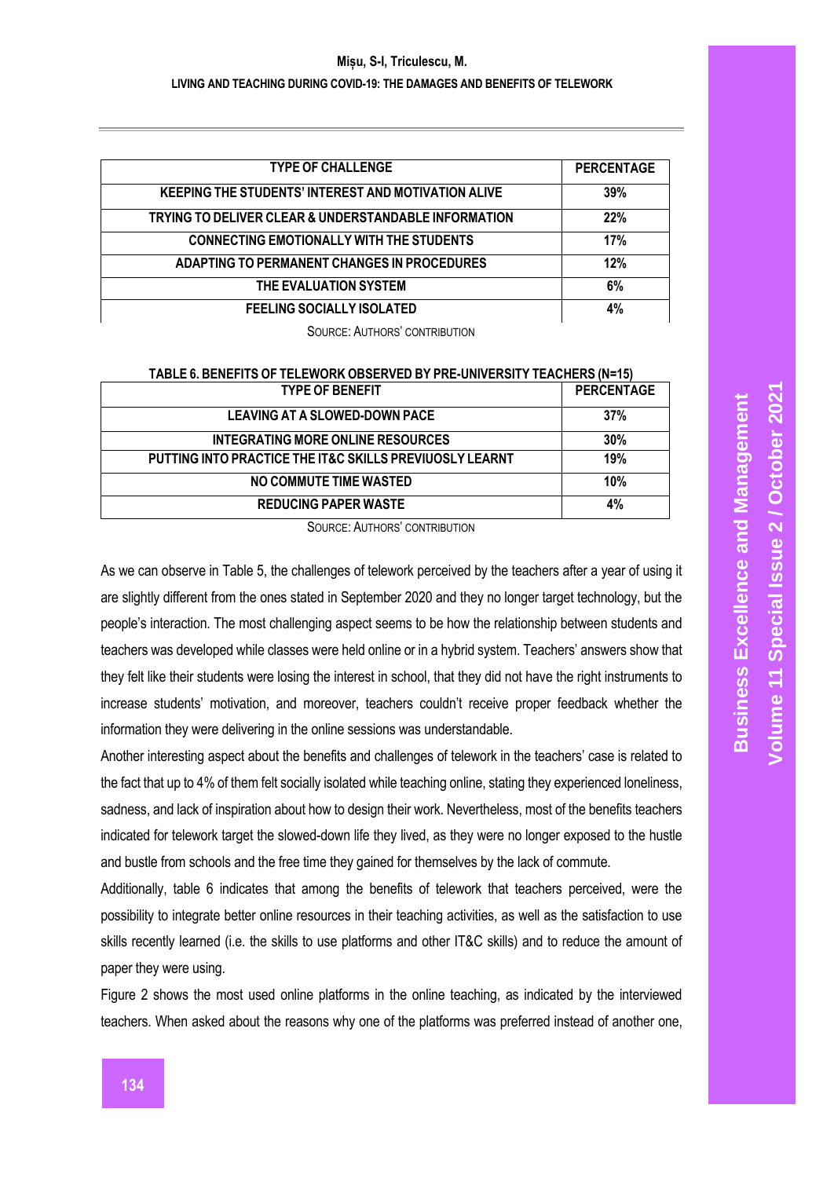| TYPE OF CHALLENGE | PERCENTAGE |
| --- | --- |
| KEEPING THE STUDENTS' INTEREST AND MOTIVATION ALIVE | 39% |
| TRYING TO DELIVER CLEAR & UNDERSTANDABLE INFORMATION | 22% |
| CONNECTING EMOTIONALLY WITH THE STUDENTS | 17% |
| ADAPTING TO PERMANENT CHANGES IN PROCEDURES | 12% |
| THE EVALUATION SYSTEM | 6% |
| FEELING SOCIALLY ISOLATED | 4% |

SOURCE: AUTHORS' CONTRIBUTION

**TABLE 6. BENEFITS OF TELEWORK OBSERVED BY PRE-UNIVERSITY TEACHERS (N=15)**

| TYPE OF BENEFIT | PERCENTAGE |
| --- | --- |
| LEAVING AT A SLOWED-DOWN PACE | 37% |
| INTEGRATING MORE ONLINE RESOURCES | 30% |
| PUTTING INTO PRACTICE THE IT&C SKILLS PREVIUOSLY LEARNT | 19% |
| NO COMMUTE TIME WASTED | 10% |
| REDUCING PAPER WASTE | 4% |

SOURCE: AUTHORS' CONTRIBUTION

As we can observe in Table 5, the challenges of telework perceived by the teachers after a year of using it are slightly different from the ones stated in September 2020 and they no longer target technology, but the people's interaction. The most challenging aspect seems to be how the relationship between students and teachers was developed while classes were held online or in a hybrid system. Teachers' answers show that they felt like their students were losing the interest in school, that they did not have the right instruments to increase students' motivation, and moreover, teachers couldn't receive proper feedback whether the information they were delivering in the online sessions was understandable.

Another interesting aspect about the benefits and challenges of telework in the teachers' case is related to the fact that up to 4% of them felt socially isolated while teaching online, stating they experienced loneliness, sadness, and lack of inspiration about how to design their work. Nevertheless, most of the benefits teachers indicated for telework target the slowed-down life they lived, as they were no longer exposed to the hustle and bustle from schools and the free time they gained for themselves by the lack of commute.

Additionally, table 6 indicates that among the benefits of telework that teachers perceived, were the possibility to integrate better online resources in their teaching activities, as well as the satisfaction to use skills recently learned (i.e. the skills to use platforms and other IT&C skills) and to reduce the amount of paper they were using.

Figure 2 shows the most used online platforms in the online teaching, as indicated by the interviewed teachers. When asked about the reasons why one of the platforms was preferred instead of another one,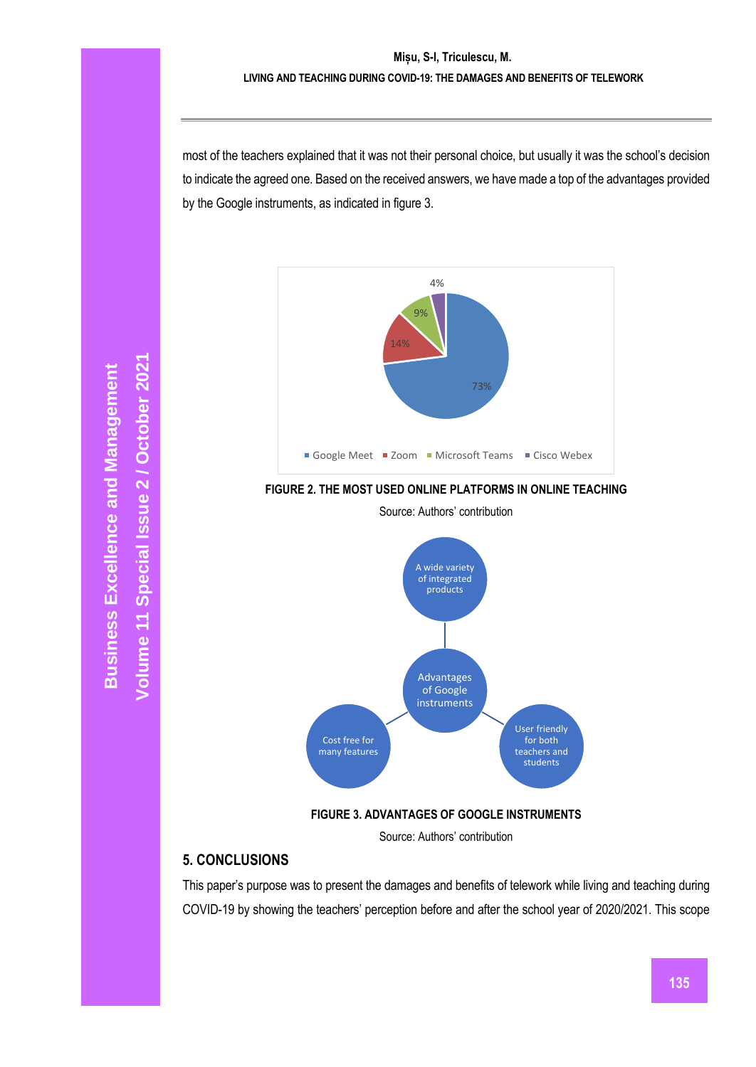most of the teachers explained that it was not their personal choice, but usually it was the school's decision to indicate the agreed one. Based on the received answers, we have made a top of the advantages provided by the Google instruments, as indicated in figure 3.

73%

14%

9%

4%

Google Meet Zoom Microsoft Teams Cisco Webex

**FIGURE 2. THE MOST USED ONLINE PLATFORMS IN ONLINE TEACHING**

Source: Authors' contribution

A wide variety of integrated products

Advantages of Google instruments

Cost free for many features

User friendly for both teachers and students

**FIGURE 3. ADVANTAGES OF GOOGLE INSTRUMENTS**

Source: Authors' contribution

## 5. CONCLUSIONS

This paper's purpose was to present the damages and benefits of telework while living and teaching during COVID-19 by showing the teachers' perception before and after the school year of 2020/2021. This scope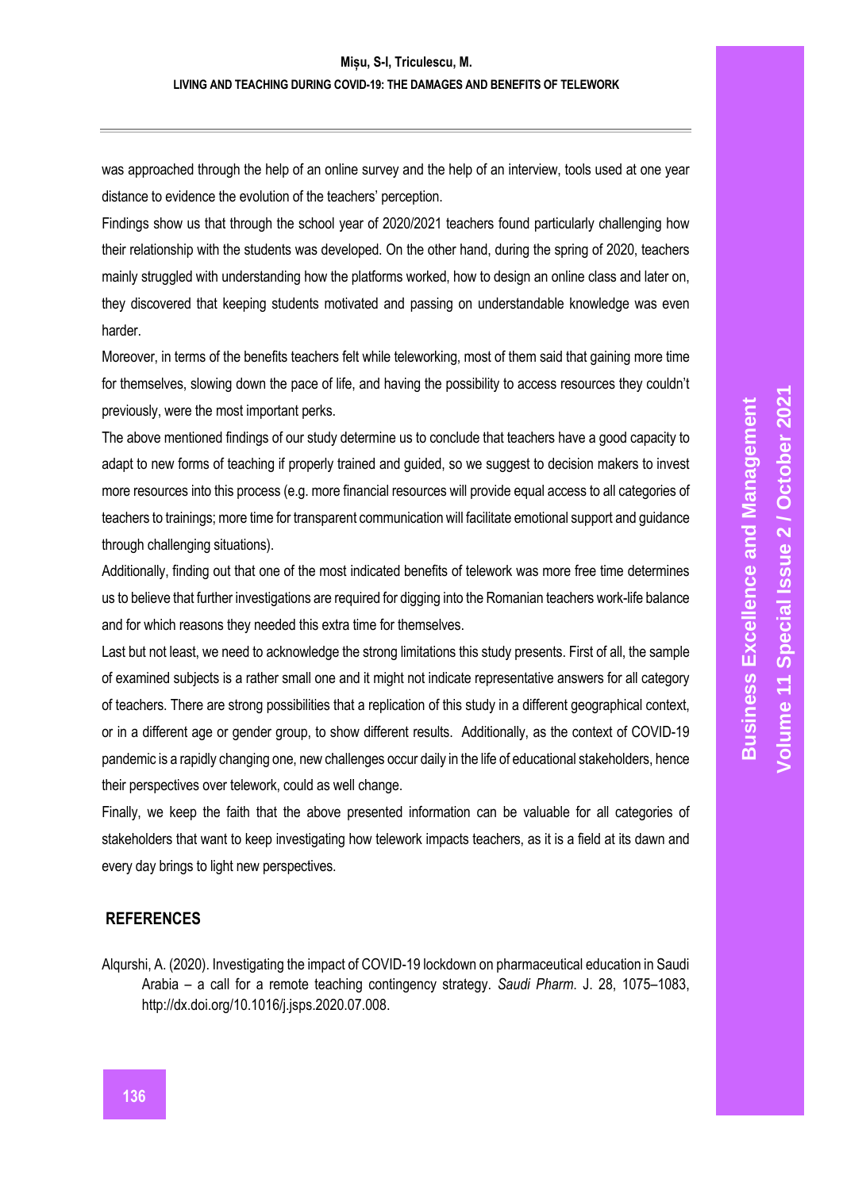was approached through the help of an online survey and the help of an interview, tools used at one year distance to evidence the evolution of the teachers' perception.

Findings show us that through the school year of 2020/2021 teachers found particularly challenging how their relationship with the students was developed. On the other hand, during the spring of 2020, teachers mainly struggled with understanding how the platforms worked, how to design an online class and later on, they discovered that keeping students motivated and passing on understandable knowledge was even harder.

Moreover, in terms of the benefits teachers felt while teleworking, most of them said that gaining more time for themselves, slowing down the pace of life, and having the possibility to access resources they couldn't previously, were the most important perks.

The above mentioned findings of our study determine us to conclude that teachers have a good capacity to adapt to new forms of teaching if properly trained and guided, so we suggest to decision makers to invest more resources into this process (e.g. more financial resources will provide equal access to all categories of teachers to trainings; more time for transparent communication will facilitate emotional support and guidance through challenging situations).

Additionally, finding out that one of the most indicated benefits of telework was more free time determines us to believe that further investigations are required for digging into the Romanian teachers work-life balance and for which reasons they needed this extra time for themselves.

Last but not least, we need to acknowledge the strong limitations this study presents. First of all, the sample of examined subjects is a rather small one and it might not indicate representative answers for all category of teachers. There are strong possibilities that a replication of this study in a different geographical context, or in a different age or gender group, to show different results. Additionally, as the context of COVID-19 pandemic is a rapidly changing one, new challenges occur daily in the life of educational stakeholders, hence their perspectives over telework, could as well change.

Finally, we keep the faith that the above presented information can be valuable for all categories of stakeholders that want to keep investigating how telework impacts teachers, as it is a field at its dawn and every day brings to light new perspectives.

## REFERENCES

Alqurshi, A. (2020). Investigating the impact of COVID-19 lockdown on pharmaceutical education in Saudi Arabia – a call for a remote teaching contingency strategy. *Saudi Pharm*. J. 28, 1075–1083, http://dx.doi.org/10.1016/j.jsps.2020.07.008.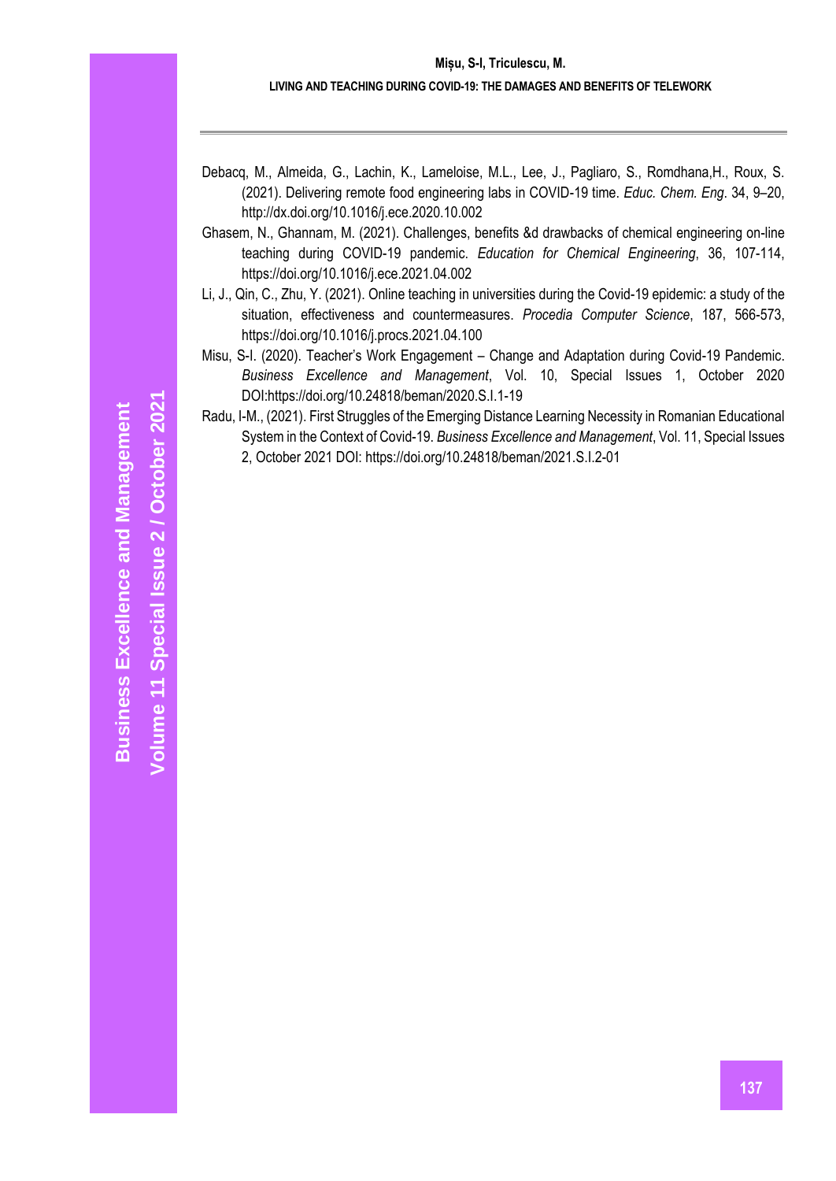Debacq, M., Almeida, G., Lachin, K., Lameloise, M.L., Lee, J., Pagliaro, S., Romdhana,H., Roux, S. (2021). Delivering remote food engineering labs in COVID-19 time. *Educ. Chem. Eng*. 34, 9–20, http://dx.doi.org/10.1016/j.ece.2020.10.002

Ghasem, N., Ghannam, M. (2021). Challenges, benefits &d drawbacks of chemical engineering on-line teaching during COVID-19 pandemic. *Education for Chemical Engineering*, 36, 107-114, https://doi.org/10.1016/j.ece.2021.04.002

Li, J., Qin, C., Zhu, Y. (2021). Online teaching in universities during the Covid-19 epidemic: a study of the situation, effectiveness and countermeasures. *Procedia Computer Science*, 187, 566-573, https://doi.org/10.1016/j.procs.2021.04.100

Misu, S-I. (2020). Teacher's Work Engagement – Change and Adaptation during Covid-19 Pandemic. *Business Excellence and Management*, Vol. 10, Special Issues 1, October 2020 DOI:https://doi.org/10.24818/beman/2020.S.I.1-19

Radu, I-M., (2021). First Struggles of the Emerging Distance Learning Necessity in Romanian Educational System in the Context of Covid-19. *Business Excellence and Management*, Vol. 11, Special Issues 2, October 2021 DOI: https://doi.org/10.24818/beman/2021.S.I.2-01